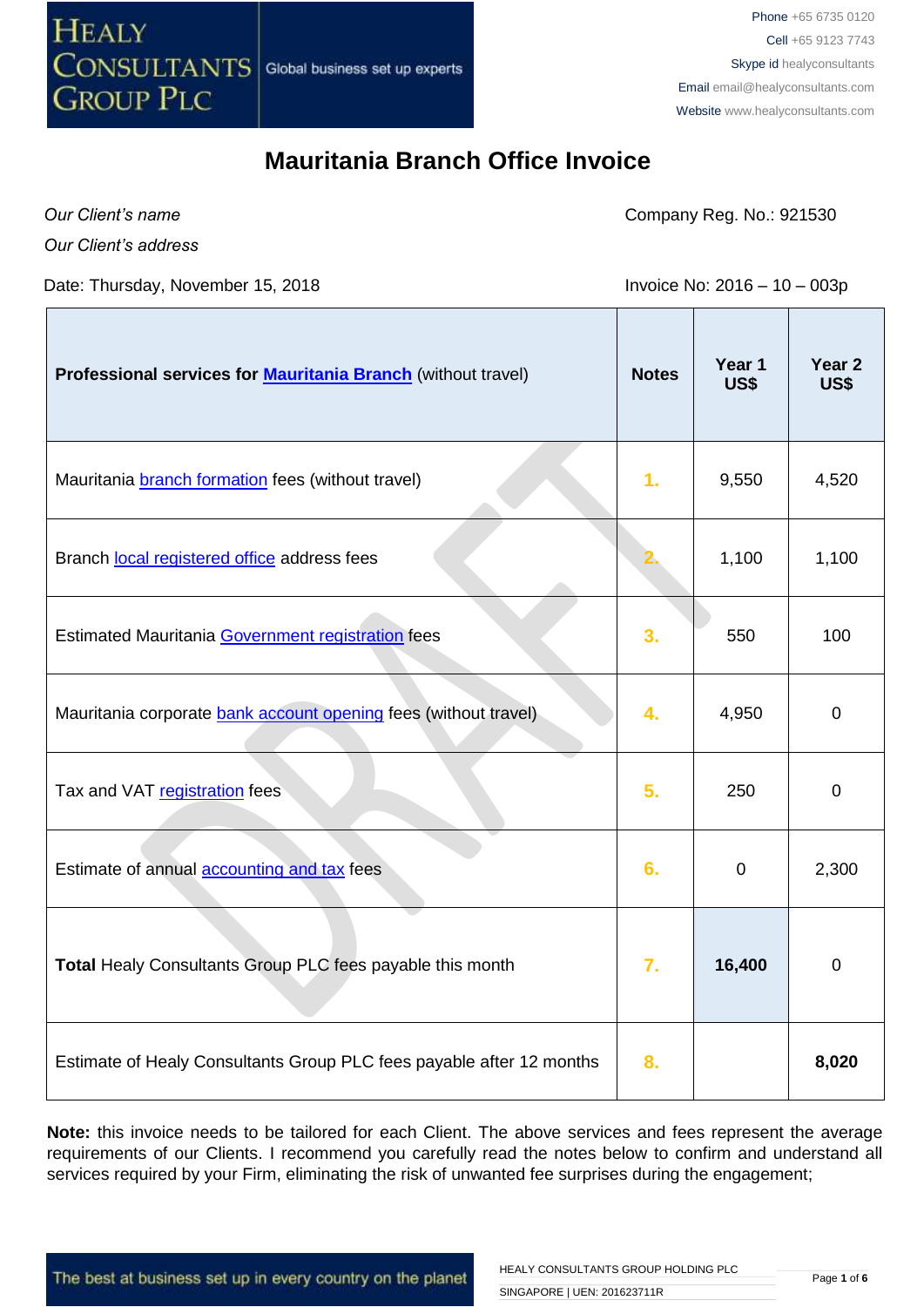# Mauritania Branch Office Invoice

*Our Client's name*

*Our Client's address*

Company Reg. No.: 921530

Date: Thursday, November 15, 2018

Invoice No: 2016 – 10 – 003p

| **Professional services for Mauritania Branch** (without travel) | **Notes** | **Year 1 US$** | **Year 2 US$** |
|---|---|---|---|
| Mauritania branch formation fees (without travel) | 1. | 9,550 | 4,520 |
| Branch local registered office address fees | 2. | 1,100 | 1,100 |
| Estimated Mauritania Government registration fees | 3. | 550 | 100 |
| Mauritania corporate bank account opening fees (without travel) | 4. | 4,950 | 0 |
| Tax and VAT registration fees | 5. | 250 | 0 |
| Estimate of annual accounting and tax fees | 6. | 0 | 2,300 |
| **Total** Healy Consultants Group PLC fees payable this month | 7. | **16,400** | 0 |
| Estimate of Healy Consultants Group PLC fees payable after 12 months | 8. | | **8,020** |

**Note:** this invoice needs to be tailored for each Client. The above services and fees represent the average requirements of our Clients. I recommend you carefully read the notes below to confirm and understand all services required by your Firm, eliminating the risk of unwanted fee surprises during the engagement;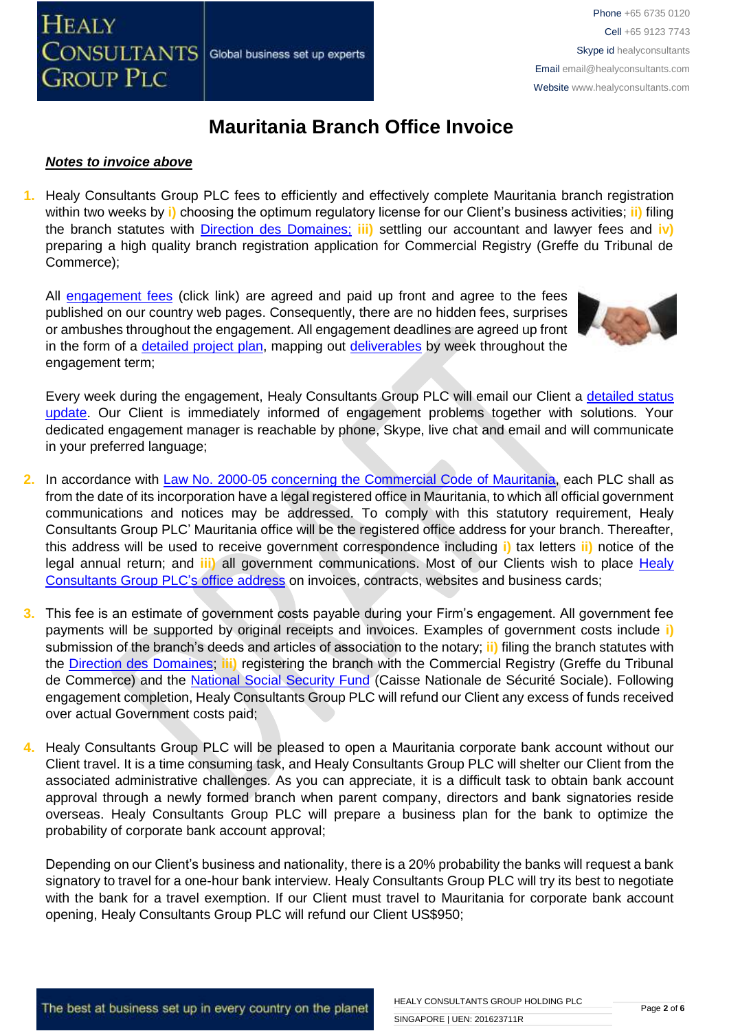# Mauritania Branch Office Invoice

***Notes to invoice above***

1. Healy Consultants Group PLC fees to efficiently and effectively complete Mauritania branch registration within two weeks by **i)** choosing the optimum regulatory license for our Client's business activities; **ii)** filing the branch statutes with Direction des Domaines; **iii)** settling our accountant and lawyer fees and **iv)** preparing a high quality branch registration application for Commercial Registry (Greffe du Tribunal de Commerce);

   All engagement fees (click link) are agreed and paid up front and agree to the fees published on our country web pages. Consequently, there are no hidden fees, surprises or ambushes throughout the engagement. All engagement deadlines are agreed up front in the form of a detailed project plan, mapping out deliverables by week throughout the engagement term;

   Every week during the engagement, Healy Consultants Group PLC will email our Client a detailed status update. Our Client is immediately informed of engagement problems together with solutions. Your dedicated engagement manager is reachable by phone, Skype, live chat and email and will communicate in your preferred language;

2. In accordance with Law No. 2000-05 concerning the Commercial Code of Mauritania, each PLC shall as from the date of its incorporation have a legal registered office in Mauritania, to which all official government communications and notices may be addressed. To comply with this statutory requirement, Healy Consultants Group PLC' Mauritania office will be the registered office address for your branch. Thereafter, this address will be used to receive government correspondence including **i)** tax letters **ii)** notice of the legal annual return; and **iii)** all government communications. Most of our Clients wish to place Healy Consultants Group PLC's office address on invoices, contracts, websites and business cards;

3. This fee is an estimate of government costs payable during your Firm's engagement. All government fee payments will be supported by original receipts and invoices. Examples of government costs include **i)** submission of the branch's deeds and articles of association to the notary; **ii)** filing the branch statutes with the Direction des Domaines; **iii)** registering the branch with the Commercial Registry (Greffe du Tribunal de Commerce) and the National Social Security Fund (Caisse Nationale de Sécurité Sociale). Following engagement completion, Healy Consultants Group PLC will refund our Client any excess of funds received over actual Government costs paid;

4. Healy Consultants Group PLC will be pleased to open a Mauritania corporate bank account without our Client travel. It is a time consuming task, and Healy Consultants Group PLC will shelter our Client from the associated administrative challenges. As you can appreciate, it is a difficult task to obtain bank account approval through a newly formed branch when parent company, directors and bank signatories reside overseas. Healy Consultants Group PLC will prepare a business plan for the bank to optimize the probability of corporate bank account approval;

   Depending on our Client's business and nationality, there is a 20% probability the banks will request a bank signatory to travel for a one-hour bank interview. Healy Consultants Group PLC will try its best to negotiate with the bank for a travel exemption. If our Client must travel to Mauritania for corporate bank account opening, Healy Consultants Group PLC will refund our Client US$950;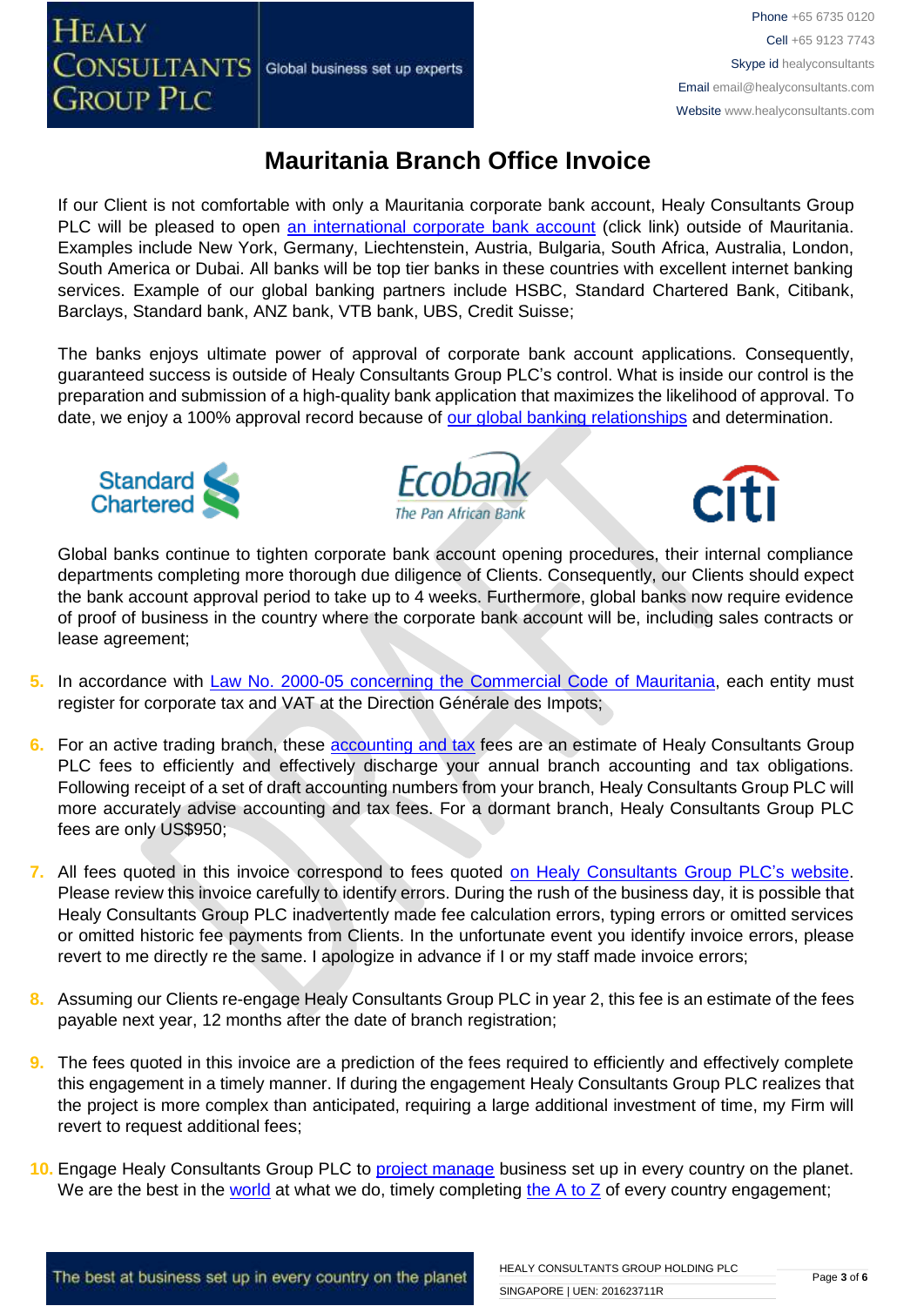# Mauritania Branch Office Invoice

If our Client is not comfortable with only a Mauritania corporate bank account, Healy Consultants Group PLC will be pleased to open an international corporate bank account (click link) outside of Mauritania. Examples include New York, Germany, Liechtenstein, Austria, Bulgaria, South Africa, Australia, London, South America or Dubai. All banks will be top tier banks in these countries with excellent internet banking services. Example of our global banking partners include HSBC, Standard Chartered Bank, Citibank, Barclays, Standard bank, ANZ bank, VTB bank, UBS, Credit Suisse;

The banks enjoys ultimate power of approval of corporate bank account applications. Consequently, guaranteed success is outside of Healy Consultants Group PLC's control. What is inside our control is the preparation and submission of a high-quality bank application that maximizes the likelihood of approval. To date, we enjoy a 100% approval record because of our global banking relationships and determination.

Global banks continue to tighten corporate bank account opening procedures, their internal compliance departments completing more thorough due diligence of Clients. Consequently, our Clients should expect the bank account approval period to take up to 4 weeks. Furthermore, global banks now require evidence of proof of business in the country where the corporate bank account will be, including sales contracts or lease agreement;

5. In accordance with Law No. 2000-05 concerning the Commercial Code of Mauritania, each entity must register for corporate tax and VAT at the Direction Générale des Impots;

6. For an active trading branch, these accounting and tax fees are an estimate of Healy Consultants Group PLC fees to efficiently and effectively discharge your annual branch accounting and tax obligations. Following receipt of a set of draft accounting numbers from your branch, Healy Consultants Group PLC will more accurately advise accounting and tax fees. For a dormant branch, Healy Consultants Group PLC fees are only US$950;

7. All fees quoted in this invoice correspond to fees quoted on Healy Consultants Group PLC's website. Please review this invoice carefully to identify errors. During the rush of the business day, it is possible that Healy Consultants Group PLC inadvertently made fee calculation errors, typing errors or omitted services or omitted historic fee payments from Clients. In the unfortunate event you identify invoice errors, please revert to me directly re the same. I apologize in advance if I or my staff made invoice errors;

8. Assuming our Clients re-engage Healy Consultants Group PLC in year 2, this fee is an estimate of the fees payable next year, 12 months after the date of branch registration;

9. The fees quoted in this invoice are a prediction of the fees required to efficiently and effectively complete this engagement in a timely manner. If during the engagement Healy Consultants Group PLC realizes that the project is more complex than anticipated, requiring a large additional investment of time, my Firm will revert to request additional fees;

10. Engage Healy Consultants Group PLC to project manage business set up in every country on the planet. We are the best in the world at what we do, timely completing the A to Z of every country engagement;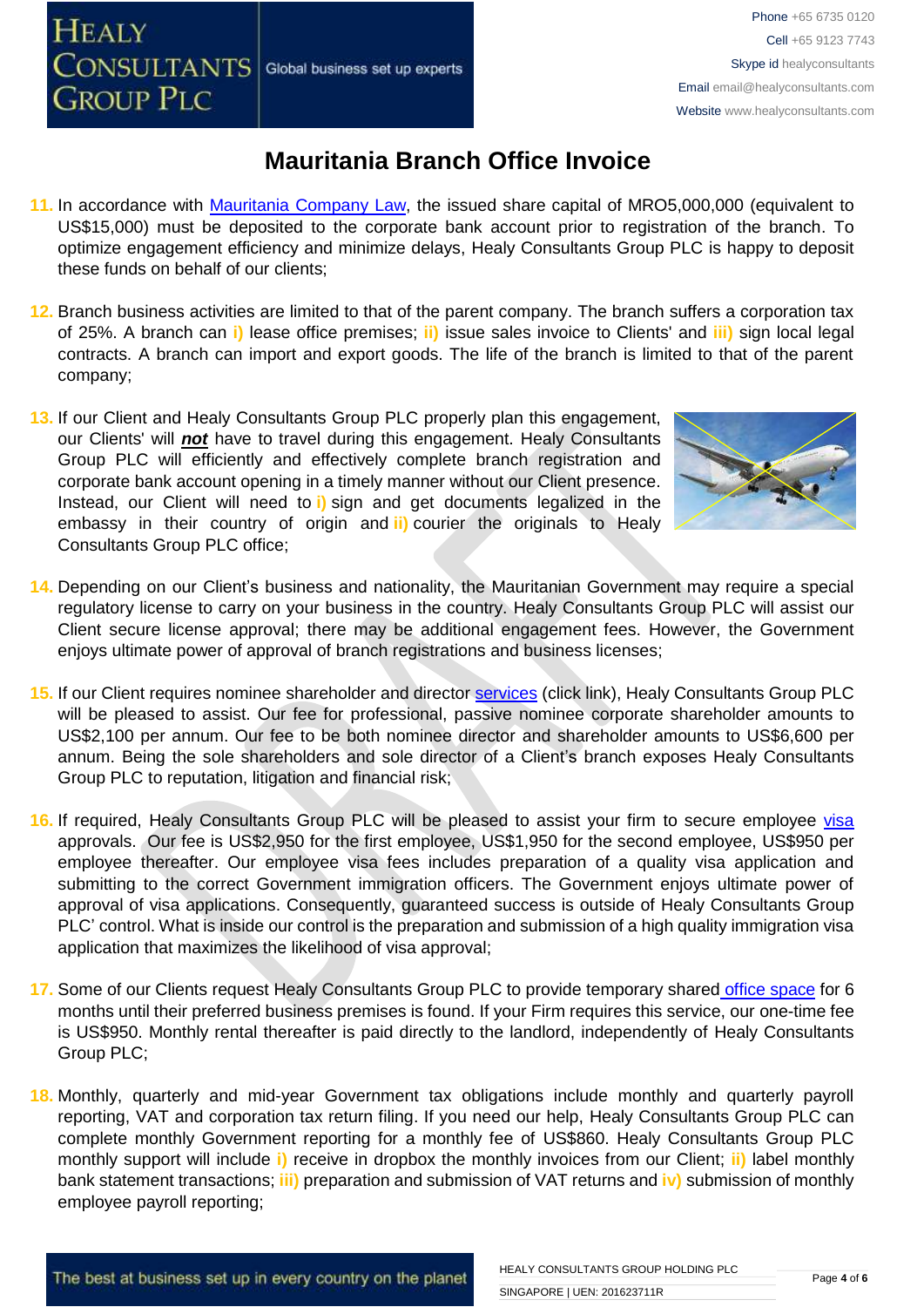# Mauritania Branch Office Invoice

11. In accordance with Mauritania Company Law, the issued share capital of MRO5,000,000 (equivalent to US$15,000) must be deposited to the corporate bank account prior to registration of the branch. To optimize engagement efficiency and minimize delays, Healy Consultants Group PLC is happy to deposit these funds on behalf of our clients;

12. Branch business activities are limited to that of the parent company. The branch suffers a corporation tax of 25%. A branch can **i)** lease office premises; **ii)** issue sales invoice to Clients' and **iii)** sign local legal contracts. A branch can import and export goods. The life of the branch is limited to that of the parent company;

13. If our Client and Healy Consultants Group PLC properly plan this engagement, our Clients' will ***not*** have to travel during this engagement. Healy Consultants Group PLC will efficiently and effectively complete branch registration and corporate bank account opening in a timely manner without our Client presence. Instead, our Client will need to **i)** sign and get documents legalized in the embassy in their country of origin and **ii)** courier the originals to Healy Consultants Group PLC office;

14. Depending on our Client's business and nationality, the Mauritanian Government may require a special regulatory license to carry on your business in the country. Healy Consultants Group PLC will assist our Client secure license approval; there may be additional engagement fees. However, the Government enjoys ultimate power of approval of branch registrations and business licenses;

15. If our Client requires nominee shareholder and director services (click link), Healy Consultants Group PLC will be pleased to assist. Our fee for professional, passive nominee corporate shareholder amounts to US$2,100 per annum. Our fee to be both nominee director and shareholder amounts to US$6,600 per annum. Being the sole shareholders and sole director of a Client's branch exposes Healy Consultants Group PLC to reputation, litigation and financial risk;

16. If required, Healy Consultants Group PLC will be pleased to assist your firm to secure employee visa approvals. Our fee is US$2,950 for the first employee, US$1,950 for the second employee, US$950 per employee thereafter. Our employee visa fees includes preparation of a quality visa application and submitting to the correct Government immigration officers. The Government enjoys ultimate power of approval of visa applications. Consequently, guaranteed success is outside of Healy Consultants Group PLC' control. What is inside our control is the preparation and submission of a high quality immigration visa application that maximizes the likelihood of visa approval;

17. Some of our Clients request Healy Consultants Group PLC to provide temporary shared office space for 6 months until their preferred business premises is found. If your Firm requires this service, our one-time fee is US$950. Monthly rental thereafter is paid directly to the landlord, independently of Healy Consultants Group PLC;

18. Monthly, quarterly and mid-year Government tax obligations include monthly and quarterly payroll reporting, VAT and corporation tax return filing. If you need our help, Healy Consultants Group PLC can complete monthly Government reporting for a monthly fee of US$860. Healy Consultants Group PLC monthly support will include **i)** receive in dropbox the monthly invoices from our Client; **ii)** label monthly bank statement transactions; **iii)** preparation and submission of VAT returns and **iv)** submission of monthly employee payroll reporting;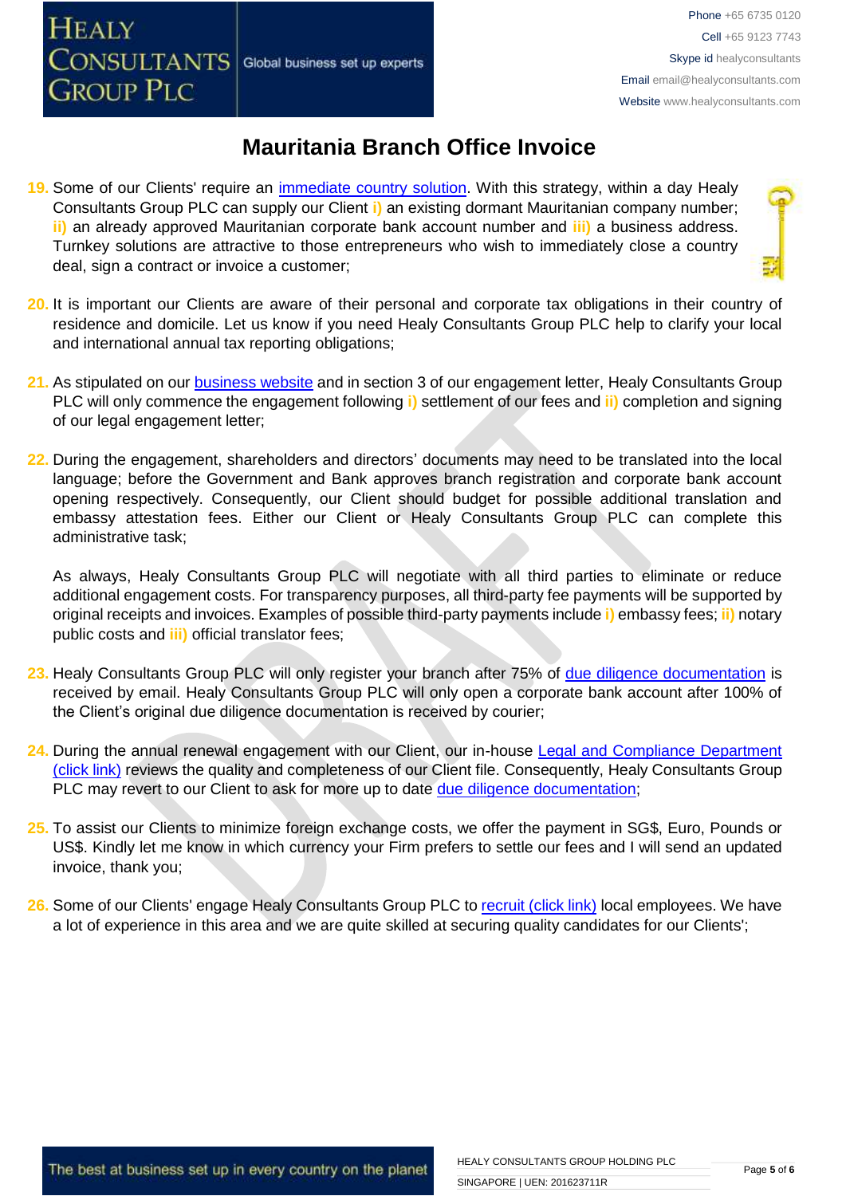# Mauritania Branch Office Invoice

19. Some of our Clients' require an immediate country solution. With this strategy, within a day Healy Consultants Group PLC can supply our Client i) an existing dormant Mauritanian company number; ii) an already approved Mauritanian corporate bank account number and iii) a business address. Turnkey solutions are attractive to those entrepreneurs who wish to immediately close a country deal, sign a contract or invoice a customer;

20. It is important our Clients are aware of their personal and corporate tax obligations in their country of residence and domicile. Let us know if you need Healy Consultants Group PLC help to clarify your local and international annual tax reporting obligations;

21. As stipulated on our business website and in section 3 of our engagement letter, Healy Consultants Group PLC will only commence the engagement following i) settlement of our fees and ii) completion and signing of our legal engagement letter;

22. During the engagement, shareholders and directors' documents may need to be translated into the local language; before the Government and Bank approves branch registration and corporate bank account opening respectively. Consequently, our Client should budget for possible additional translation and embassy attestation fees. Either our Client or Healy Consultants Group PLC can complete this administrative task;

    As always, Healy Consultants Group PLC will negotiate with all third parties to eliminate or reduce additional engagement costs. For transparency purposes, all third-party fee payments will be supported by original receipts and invoices. Examples of possible third-party payments include i) embassy fees; ii) notary public costs and iii) official translator fees;

23. Healy Consultants Group PLC will only register your branch after 75% of due diligence documentation is received by email. Healy Consultants Group PLC will only open a corporate bank account after 100% of the Client's original due diligence documentation is received by courier;

24. During the annual renewal engagement with our Client, our in-house Legal and Compliance Department (click link) reviews the quality and completeness of our Client file. Consequently, Healy Consultants Group PLC may revert to our Client to ask for more up to date due diligence documentation;

25. To assist our Clients to minimize foreign exchange costs, we offer the payment in SG$, Euro, Pounds or US$. Kindly let me know in which currency your Firm prefers to settle our fees and I will send an updated invoice, thank you;

26. Some of our Clients' engage Healy Consultants Group PLC to recruit (click link) local employees. We have a lot of experience in this area and we are quite skilled at securing quality candidates for our Clients';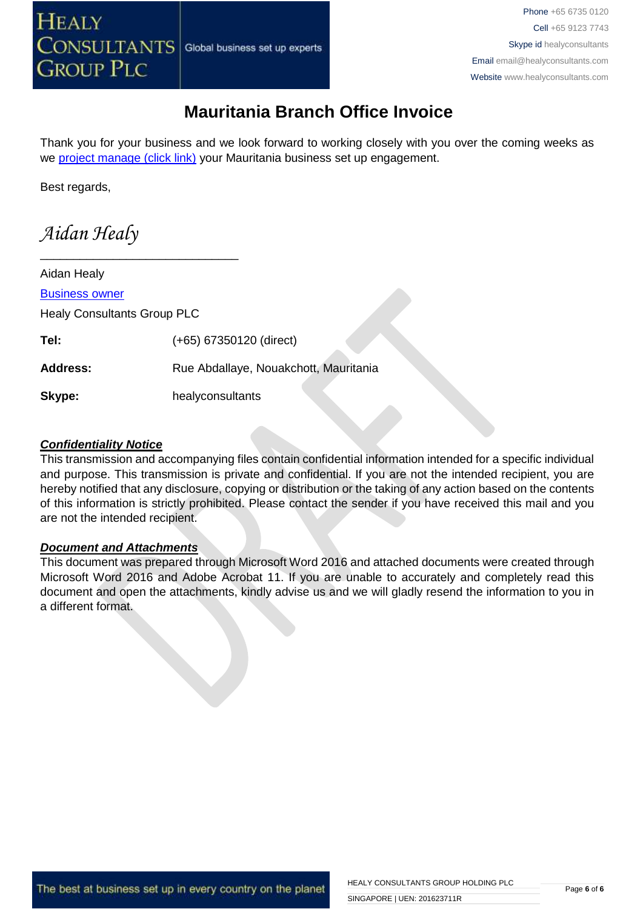# Mauritania Branch Office Invoice

Thank you for your business and we look forward to working closely with you over the coming weeks as we [project manage (click link)]() your Mauritania business set up engagement.

Best regards,

*Aidan Healy*

\_\_\_\_\_\_\_\_\_\_\_\_\_\_\_\_\_\_\_\_\_\_\_\_\_\_\_\_\_\_

Aidan Healy

[Business owner]()

Healy Consultants Group PLC

| | |
|---|---|
| **Tel:** | (+65) 67350120 (direct) |
| **Address:** | Rue Abdallaye, Nouakchott, Mauritania |
| **Skype:** | healyconsultants |

***Confidentiality Notice***

This transmission and accompanying files contain confidential information intended for a specific individual and purpose. This transmission is private and confidential. If you are not the intended recipient, you are hereby notified that any disclosure, copying or distribution or the taking of any action based on the contents of this information is strictly prohibited. Please contact the sender if you have received this mail and you are not the intended recipient.

***Document and Attachments***

This document was prepared through Microsoft Word 2016 and attached documents were created through Microsoft Word 2016 and Adobe Acrobat 11. If you are unable to accurately and completely read this document and open the attachments, kindly advise us and we will gladly resend the information to you in a different format.